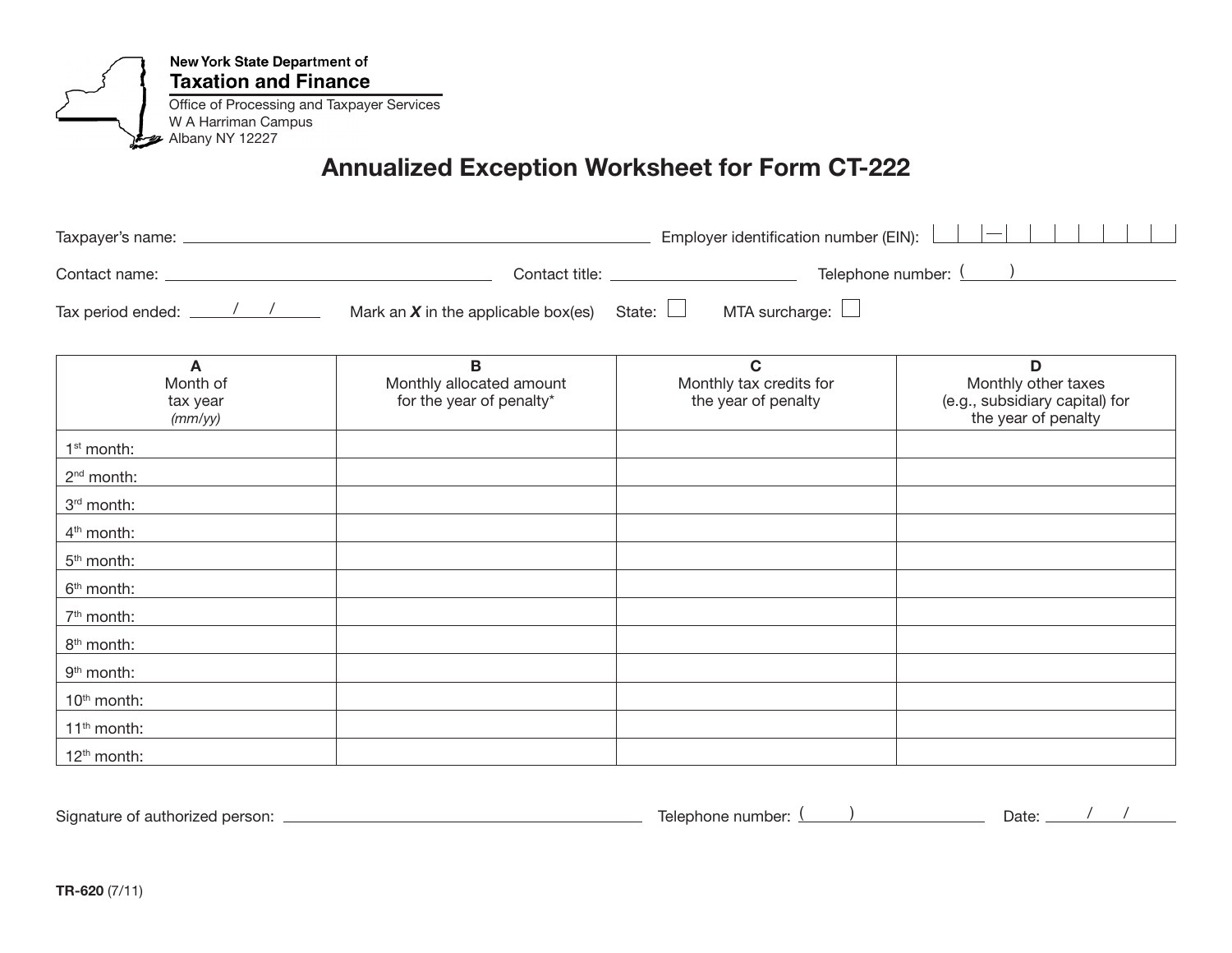New York State Department of
**Taxation and Finance**
Office of Processing and Taxpayer Services
W A Harriman Campus
Albany NY 12227

# Annualized Exception Worksheet for Form CT-222

Taxpayer's name: ______________________________ Employer identification number (EIN): __ __ – __ __ __ __ __ __ __

Contact name: ______________________ Contact title: __________________ Telephone number: ( ) ______________

Tax period ended: ___/___/___ Mark an ***X*** in the applicable box(es) State: ☐ MTA surcharge: ☐

| **A** Month of tax year *(mm/yy)* | **B** Monthly allocated amount for the year of penalty* | **C** Monthly tax credits for the year of penalty | **D** Monthly other taxes (e.g., subsidiary capital) for the year of penalty |
|---|---|---|---|
| 1st month: | | | |
| 2nd month: | | | |
| 3rd month: | | | |
| 4th month: | | | |
| 5th month: | | | |
| 6th month: | | | |
| 7th month: | | | |
| 8th month: | | | |
| 9th month: | | | |
| 10th month: | | | |
| 11th month: | | | |
| 12th month: | | | |

Signature of authorized person: ______________________________ Telephone number: ( ) ______________ Date: ___/___/___

TR-620 (7/11)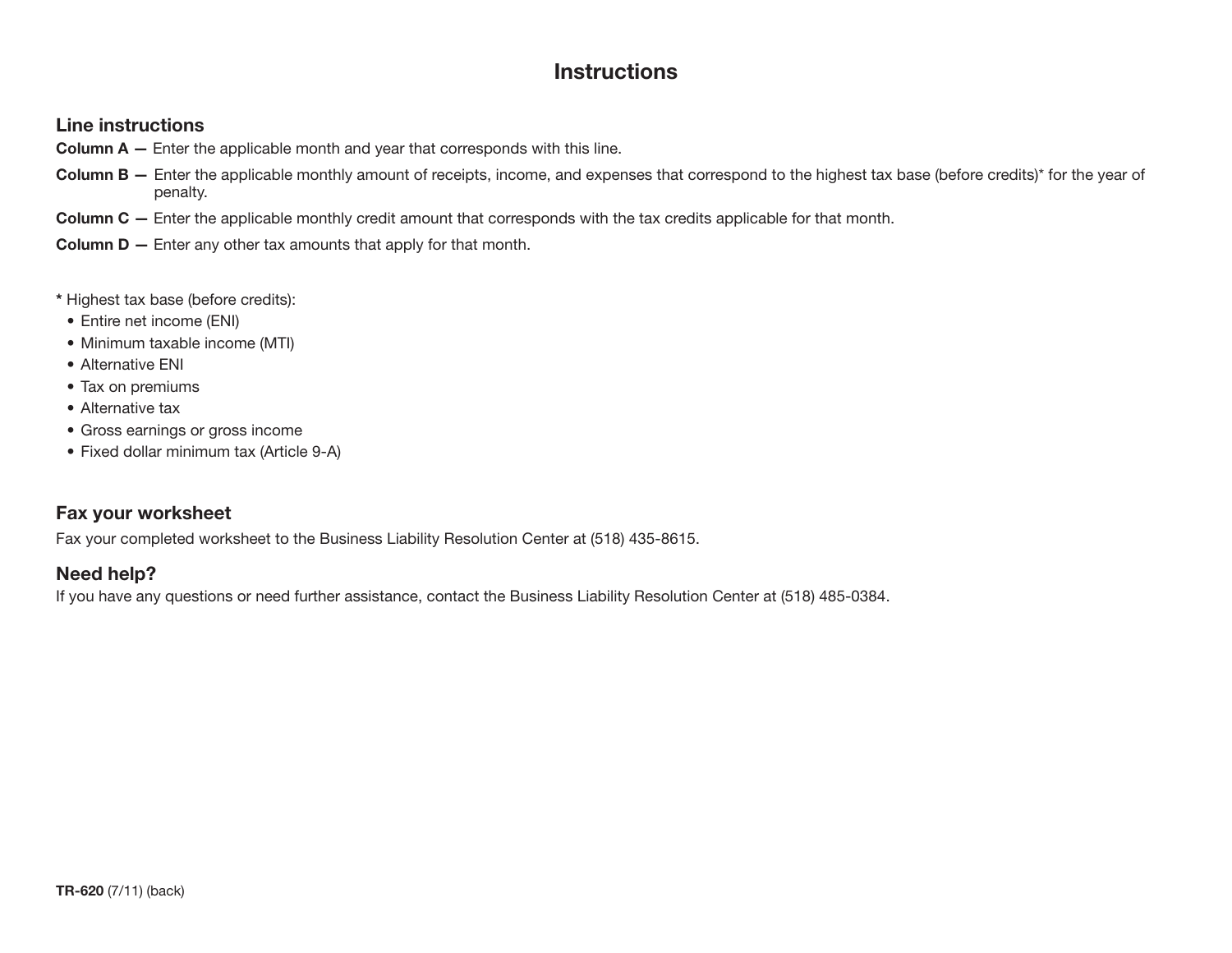# Instructions

## Line instructions

**Column A —** Enter the applicable month and year that corresponds with this line.

**Column B —** Enter the applicable monthly amount of receipts, income, and expenses that correspond to the highest tax base (before credits)* for the year of penalty.

**Column C —** Enter the applicable monthly credit amount that corresponds with the tax credits applicable for that month.

**Column D —** Enter any other tax amounts that apply for that month.

**\*** Highest tax base (before credits):

- Entire net income (ENI)
- Minimum taxable income (MTI)
- Alternative ENI
- Tax on premiums
- Alternative tax
- Gross earnings or gross income
- Fixed dollar minimum tax (Article 9-A)

## Fax your worksheet

Fax your completed worksheet to the Business Liability Resolution Center at (518) 435-8615.

## Need help?

If you have any questions or need further assistance, contact the Business Liability Resolution Center at (518) 485-0384.

**TR-620** (7/11) (back)